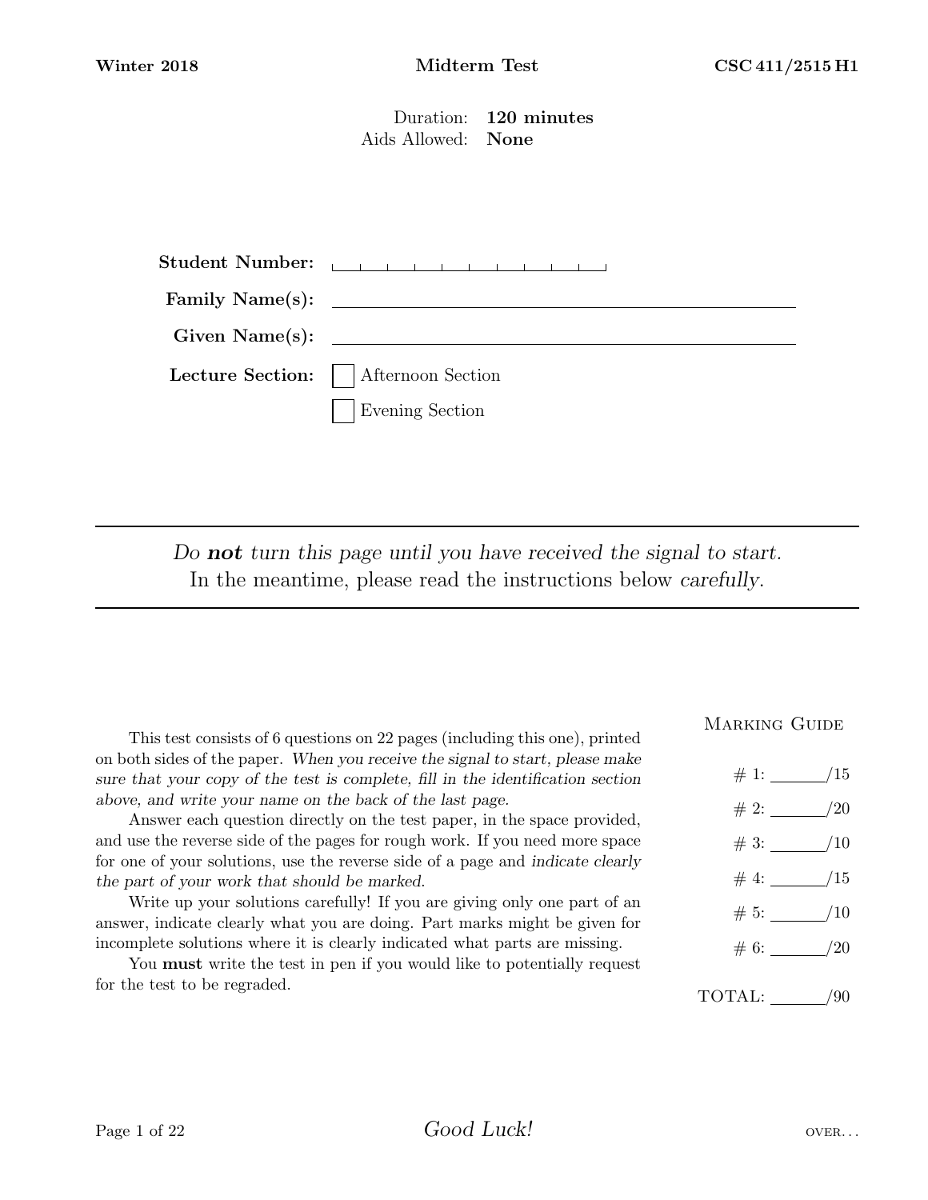**Winter 2018** **Midterm Test** **CSC 411/2515 H1**

Duration: **120 minutes**
Aids Allowed: **None**

**Student Number:** |_|_|_|_|_|_|_|_|_|_|

**Family Name(s):** \_\_\_\_\_\_\_\_\_\_\_\_\_\_\_\_\_\_\_\_\_\_\_\_\_\_\_\_\_\_

**Given Name(s):** \_\_\_\_\_\_\_\_\_\_\_\_\_\_\_\_\_\_\_\_\_\_\_\_\_\_\_\_\_\_

**Lecture Section:** ☐ Afternoon Section
☐ Evening Section

---

*Do* ***not*** *turn this page until you have received the signal to start.*
In the meantime, please read the instructions below *carefully*.

---

This test consists of 6 questions on 22 pages (including this one), printed on both sides of the paper. *When you receive the signal to start, please make sure that your copy of the test is complete, fill in the identification section above, and write your name on the back of the last page.*

Answer each question directly on the test paper, in the space provided, and use the reverse side of the pages for rough work. If you need more space for one of your solutions, use the reverse side of a page and *indicate clearly the part of your work that should be marked.*

Write up your solutions carefully! If you are giving only one part of an answer, indicate clearly what you are doing. Part marks might be given for incomplete solutions where it is clearly indicated what parts are missing.

You **must** write the test in pen if you would like to potentially request for the test to be regraded.

MARKING GUIDE

| | |
|---|---|
| # 1: | \_\_\_\_\_/15 |
| # 2: | \_\_\_\_\_/20 |
| # 3: | \_\_\_\_\_/10 |
| # 4: | \_\_\_\_\_/15 |
| # 5: | \_\_\_\_\_/10 |
| # 6: | \_\_\_\_\_/20 |
| TOTAL: | \_\_\_\_\_/90 |

*Good Luck!*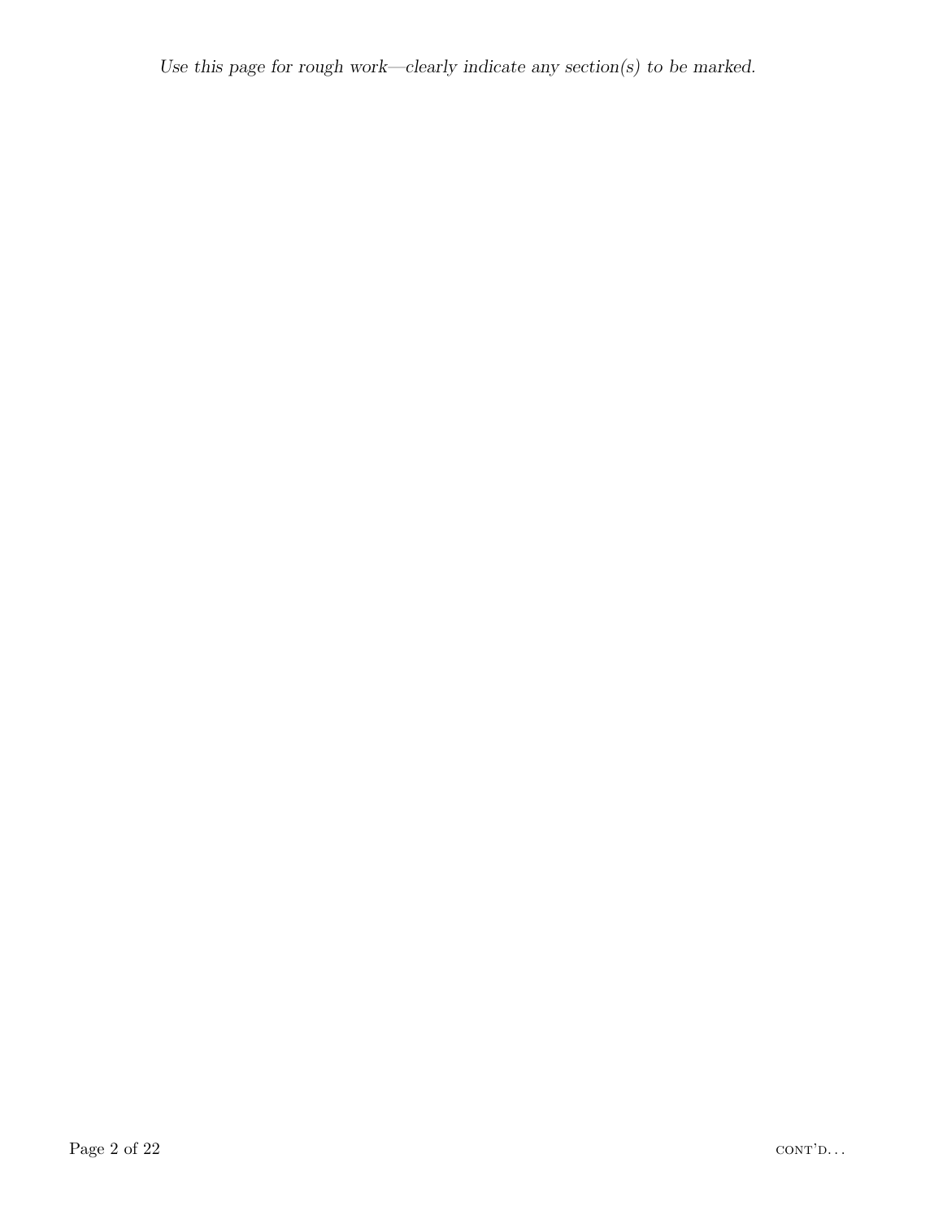*Use this page for rough work—clearly indicate any section(s) to be marked.*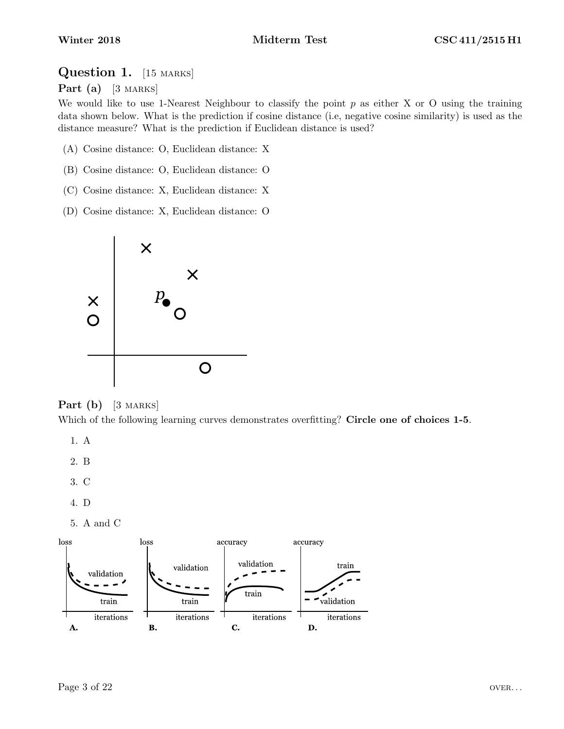## Question 1. [15 MARKS]

### Part (a) [3 MARKS]

We would like to use 1-Nearest Neighbour to classify the point $p$ as either X or O using the training data shown below. What is the prediction if cosine distance (i.e, negative cosine similarity) is used as the distance measure? What is the prediction if Euclidean distance is used?

(A) Cosine distance: O, Euclidean distance: X

(B) Cosine distance: O, Euclidean distance: O

(C) Cosine distance: X, Euclidean distance: X

(D) Cosine distance: X, Euclidean distance: O

### Part (b) [3 MARKS]

Which of the following learning curves demonstrates overfitting? **Circle one of choices 1-5**.

1. A
2. B
3. C
4. D
5. A and C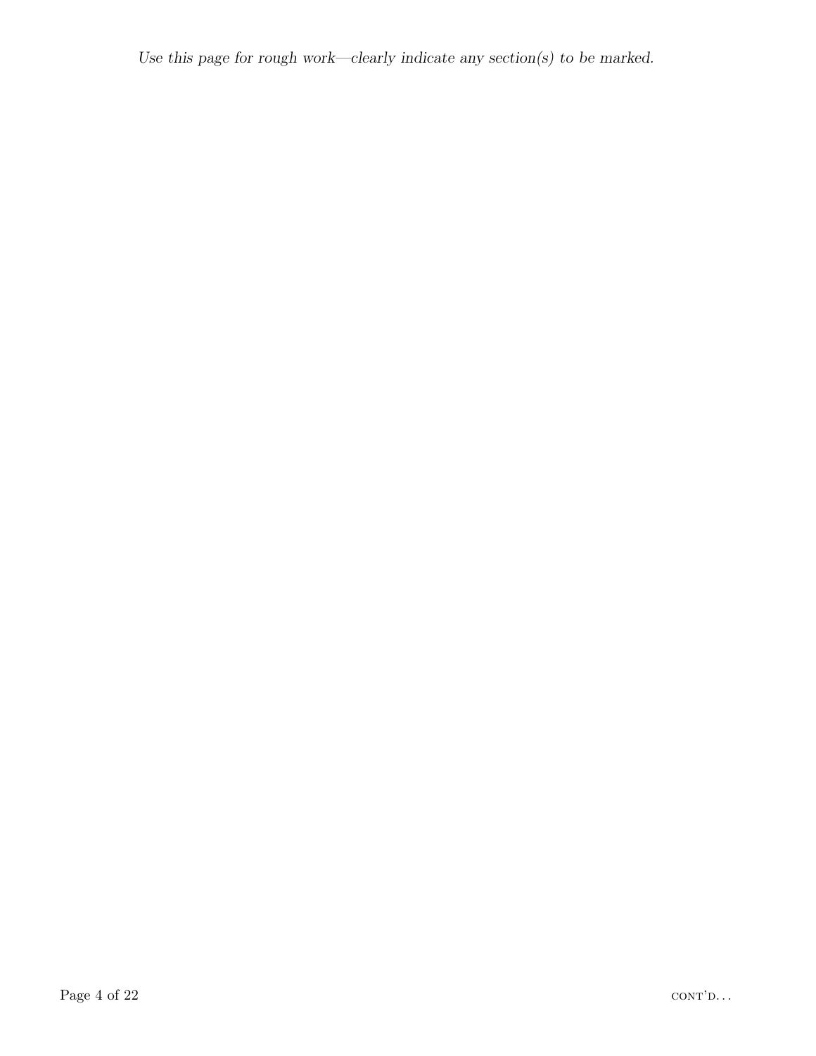*Use this page for rough work—clearly indicate any section(s) to be marked.*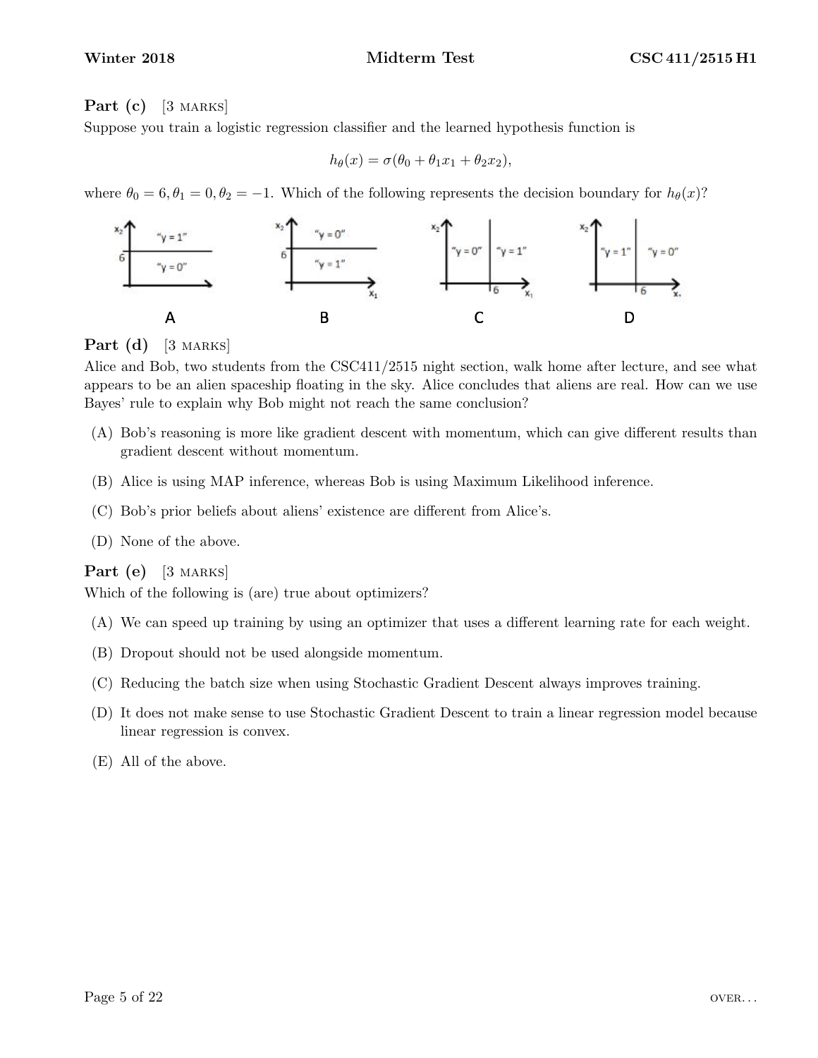**Part (c)** [3 MARKS]

Suppose you train a logistic regression classifier and the learned hypothesis function is

$$h_\theta(x) = \sigma(\theta_0 + \theta_1 x_1 + \theta_2 x_2),$$

where $\theta_0 = 6, \theta_1 = 0, \theta_2 = -1$. Which of the following represents the decision boundary for $h_\theta(x)$?

A B C D

**Part (d)** [3 MARKS]

Alice and Bob, two students from the CSC411/2515 night section, walk home after lecture, and see what appears to be an alien spaceship floating in the sky. Alice concludes that aliens are real. How can we use Bayes' rule to explain why Bob might not reach the same conclusion?

(A) Bob's reasoning is more like gradient descent with momentum, which can give different results than gradient descent without momentum.

(B) Alice is using MAP inference, whereas Bob is using Maximum Likelihood inference.

(C) Bob's prior beliefs about aliens' existence are different from Alice's.

(D) None of the above.

**Part (e)** [3 MARKS]

Which of the following is (are) true about optimizers?

(A) We can speed up training by using an optimizer that uses a different learning rate for each weight.

(B) Dropout should not be used alongside momentum.

(C) Reducing the batch size when using Stochastic Gradient Descent always improves training.

(D) It does not make sense to use Stochastic Gradient Descent to train a linear regression model because linear regression is convex.

(E) All of the above.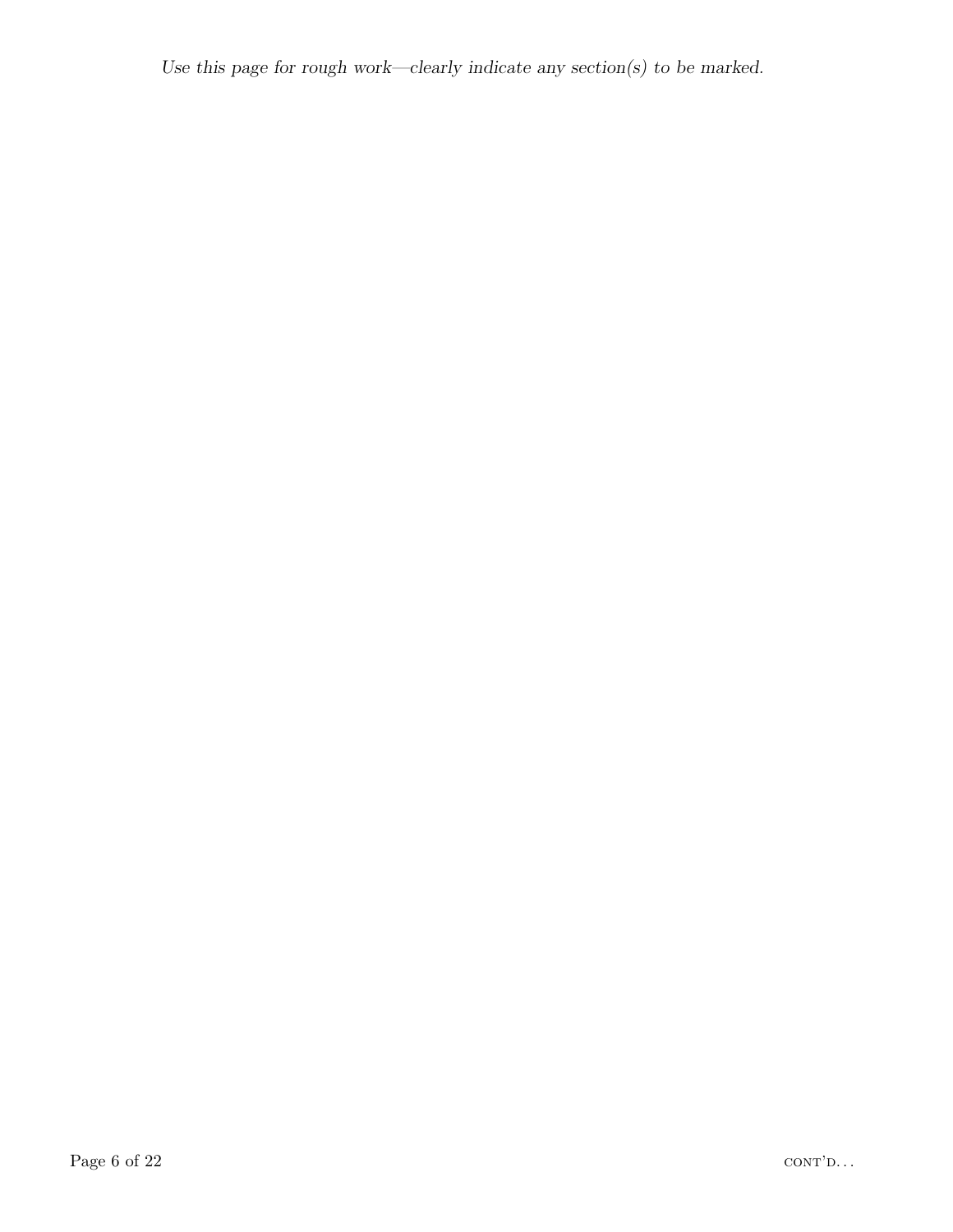*Use this page for rough work—clearly indicate any section(s) to be marked.*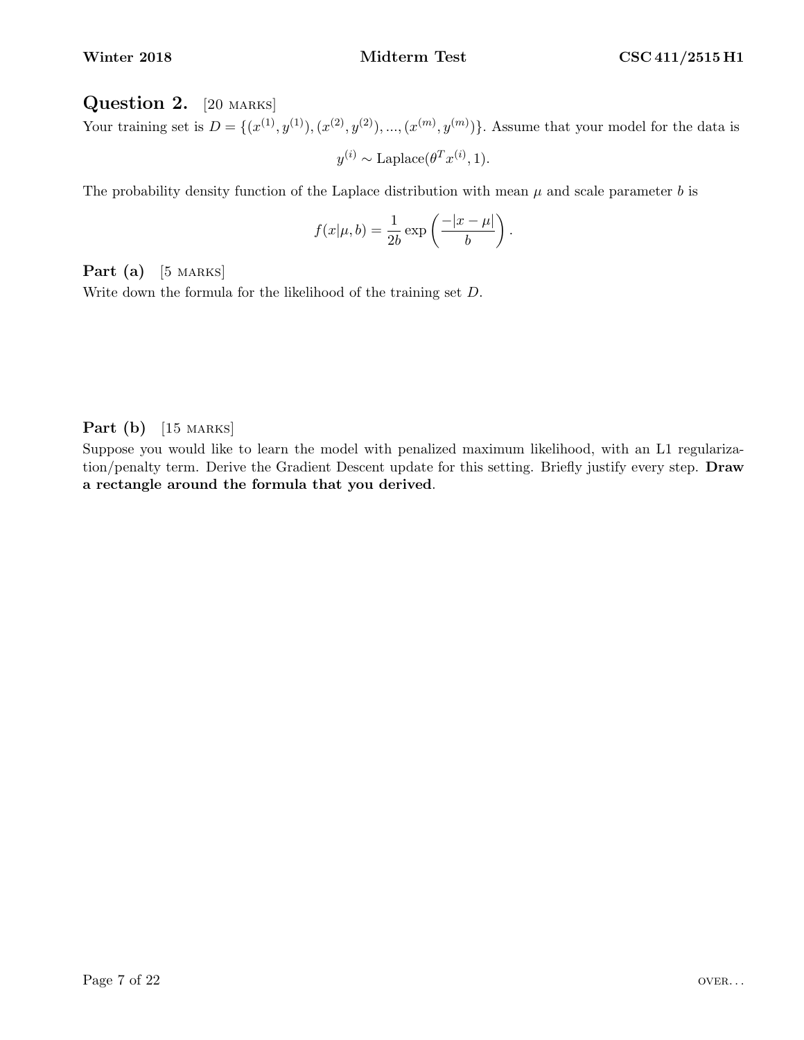## Question 2. [20 marks]

Your training set is $D = \{(x^{(1)}, y^{(1)}), (x^{(2)}, y^{(2)}), ..., (x^{(m)}, y^{(m)})\}$. Assume that your model for the data is

$$y^{(i)} \sim \text{Laplace}(\theta^T x^{(i)}, 1).$$

The probability density function of the Laplace distribution with mean $\mu$ and scale parameter $b$ is

$$f(x|\mu, b) = \frac{1}{2b} \exp\left(\frac{-|x - \mu|}{b}\right).$$

**Part (a)** [5 marks]

Write down the formula for the likelihood of the training set $D$.

**Part (b)** [15 marks]

Suppose you would like to learn the model with penalized maximum likelihood, with an L1 regularization/penalty term. Derive the Gradient Descent update for this setting. Briefly justify every step. **Draw a rectangle around the formula that you derived**.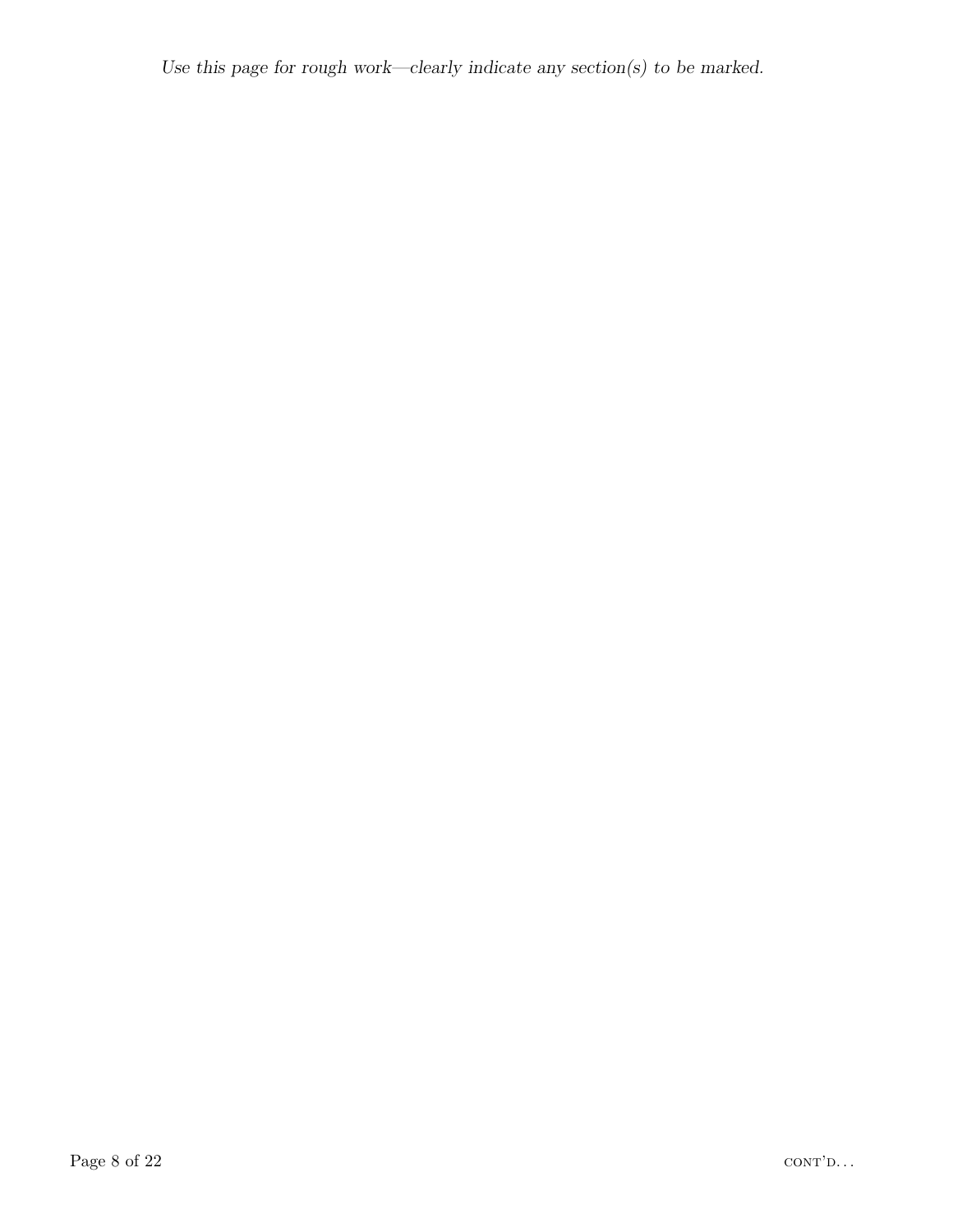*Use this page for rough work—clearly indicate any section(s) to be marked.*

CONT'D...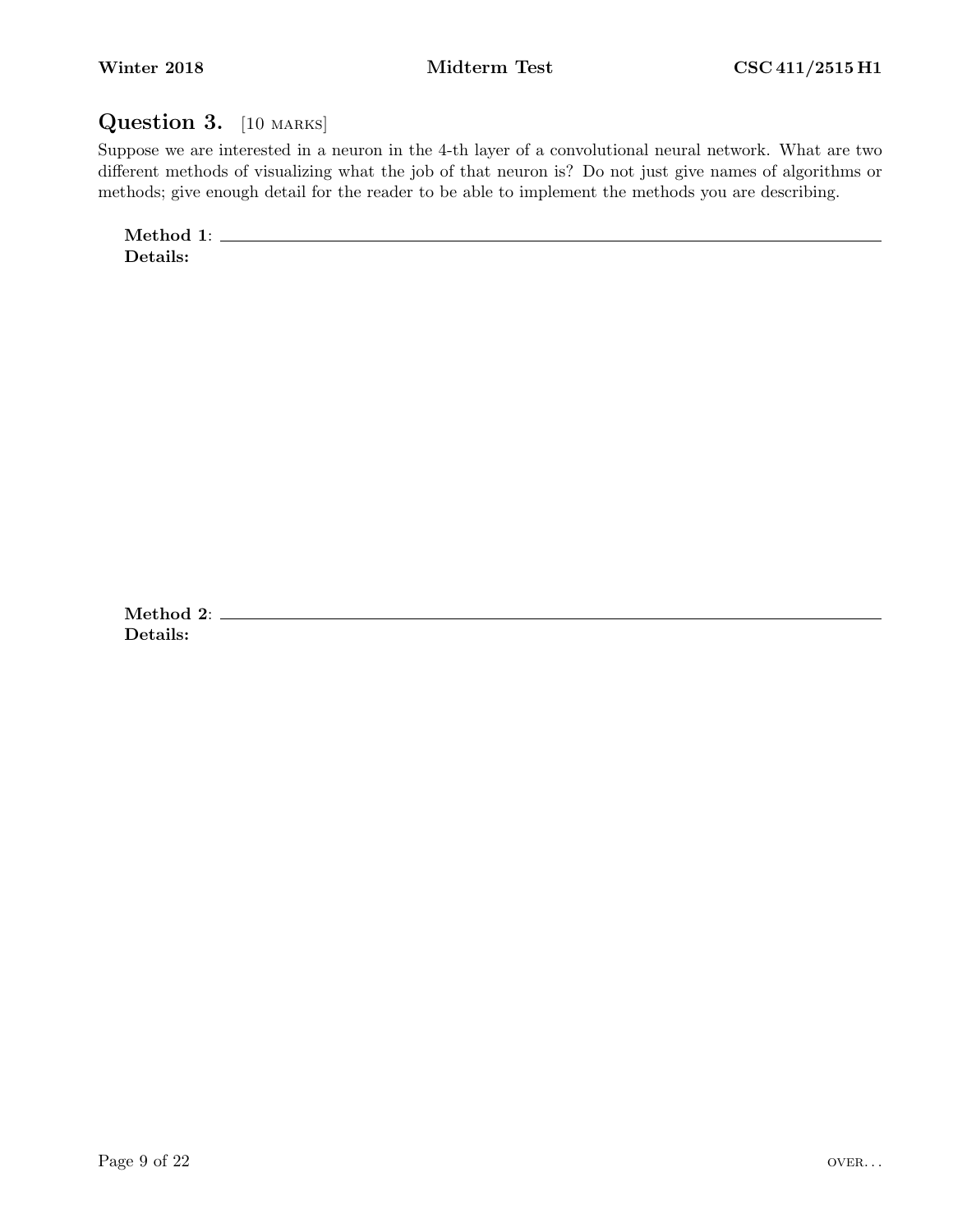## Question 3. [10 marks]

Suppose we are interested in a neuron in the 4-th layer of a convolutional neural network. What are two different methods of visualizing what the job of that neuron is? Do not just give names of algorithms or methods; give enough detail for the reader to be able to implement the methods you are describing.

**Method 1**: ______________________________

**Details:**

**Method 2**: ______________________________

**Details:**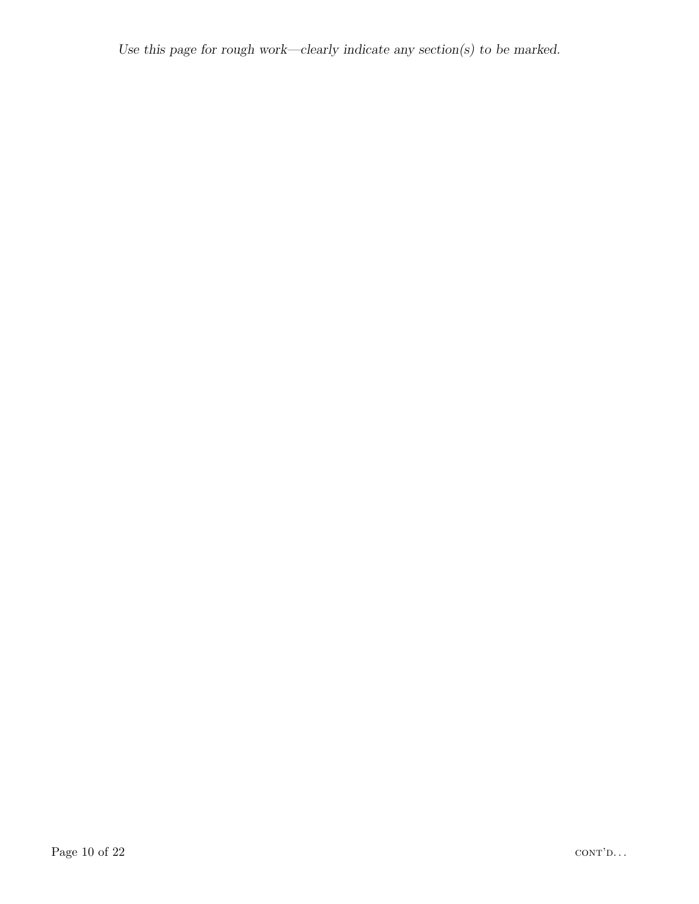*Use this page for rough work—clearly indicate any section(s) to be marked.*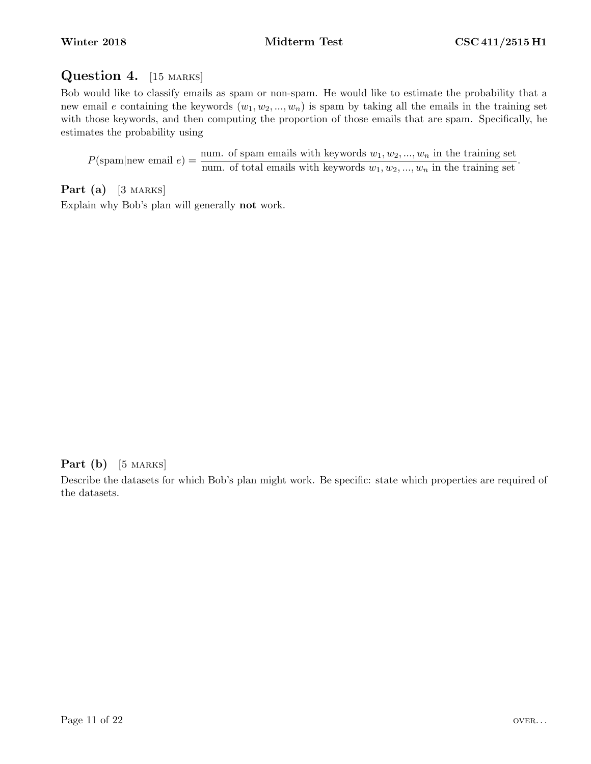## Question 4. [15 MARKS]

Bob would like to classify emails as spam or non-spam. He would like to estimate the probability that a new email $e$ containing the keywords $(w_1, w_2, ..., w_n)$ is spam by taking all the emails in the training set with those keywords, and then computing the proportion of those emails that are spam. Specifically, he estimates the probability using

$$P(\text{spam}|\text{new email } e) = \frac{\text{num. of spam emails with keywords } w_1, w_2, ..., w_n \text{ in the training set}}{\text{num. of total emails with keywords } w_1, w_2, ..., w_n \text{ in the training set}}.$$

### Part (a) [3 MARKS]

Explain why Bob's plan will generally **not** work.

### Part (b) [5 MARKS]

Describe the datasets for which Bob's plan might work. Be specific: state which properties are required of the datasets.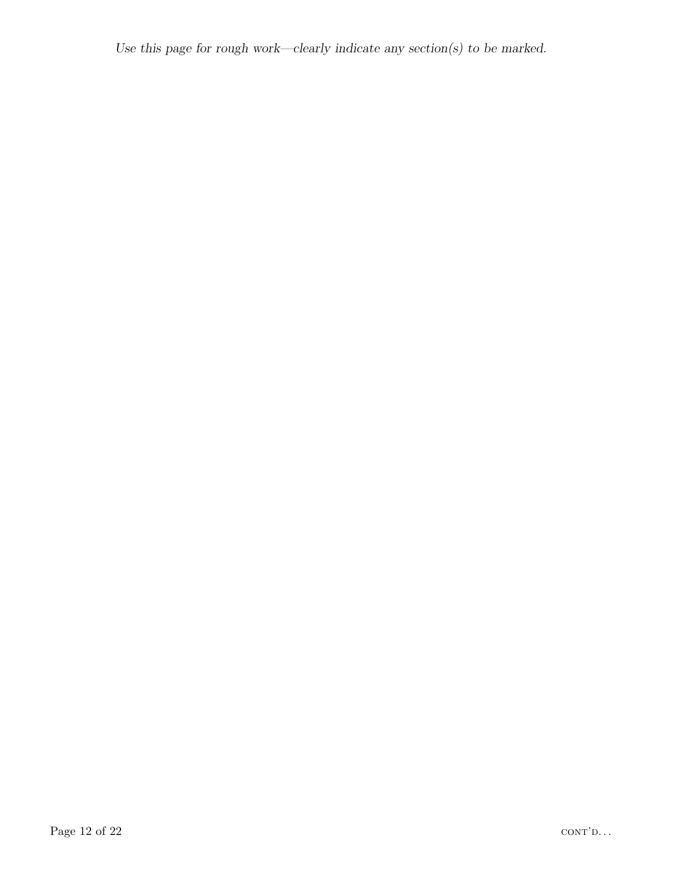*Use this page for rough work—clearly indicate any section(s) to be marked.*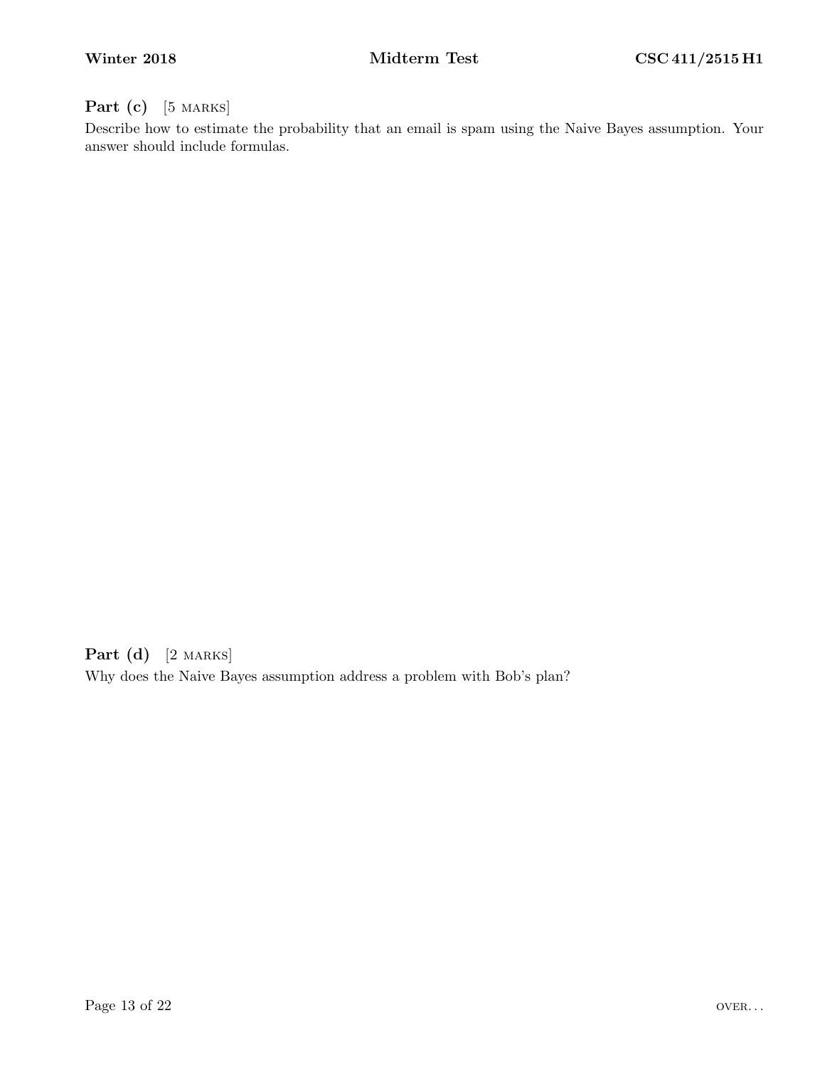**Part (c)** [5 MARKS]

Describe how to estimate the probability that an email is spam using the Naive Bayes assumption. Your answer should include formulas.

**Part (d)** [2 MARKS]

Why does the Naive Bayes assumption address a problem with Bob's plan?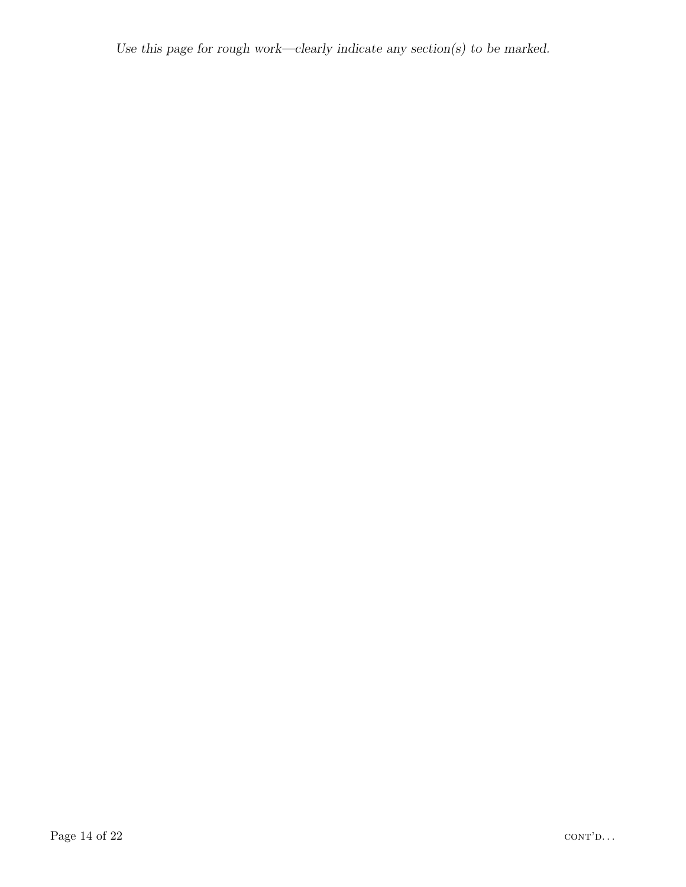*Use this page for rough work—clearly indicate any section(s) to be marked.*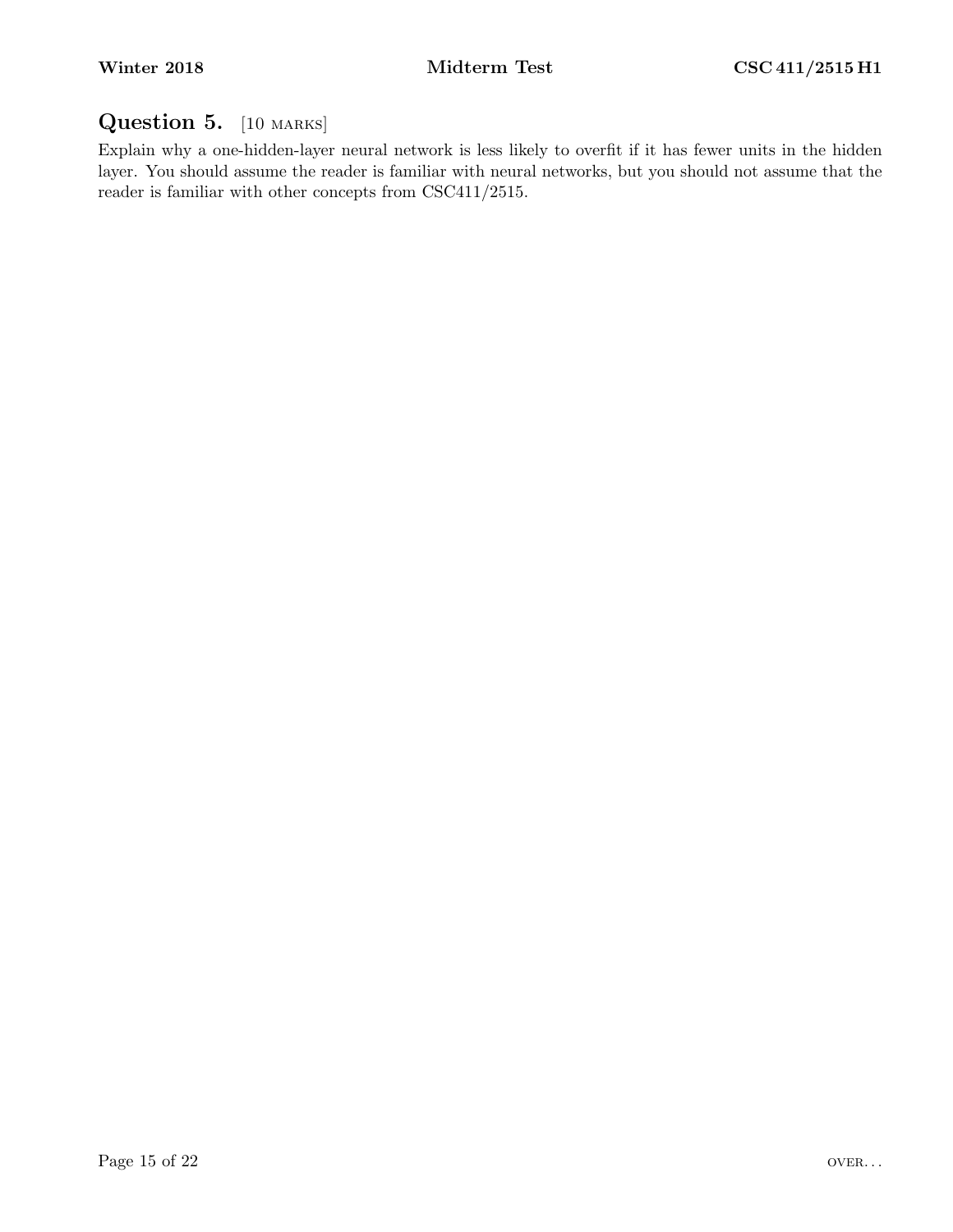## Question 5. [10 MARKS]

Explain why a one-hidden-layer neural network is less likely to overfit if it has fewer units in the hidden layer. You should assume the reader is familiar with neural networks, but you should not assume that the reader is familiar with other concepts from CSC411/2515.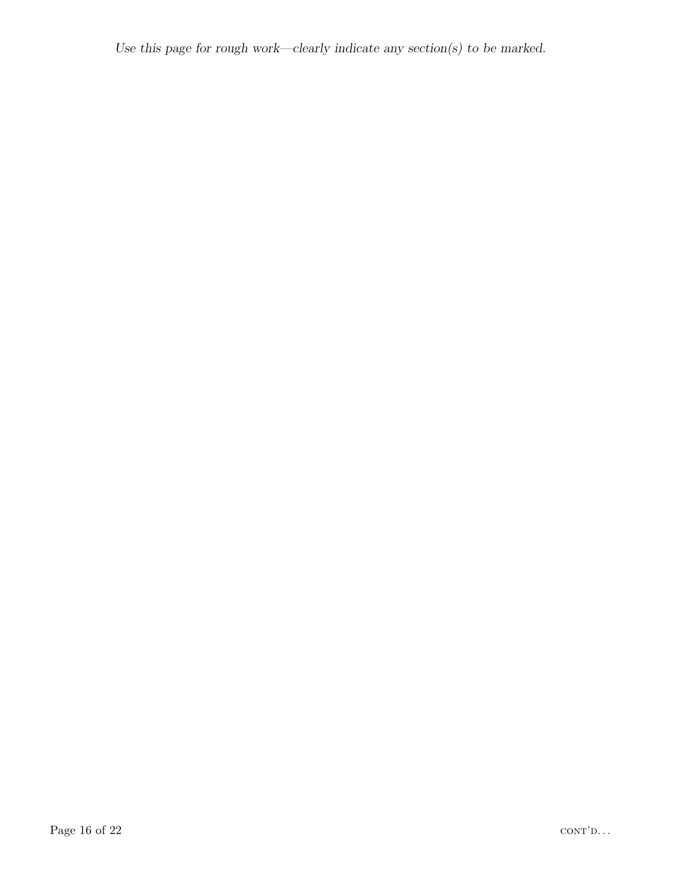*Use this page for rough work—clearly indicate any section(s) to be marked.*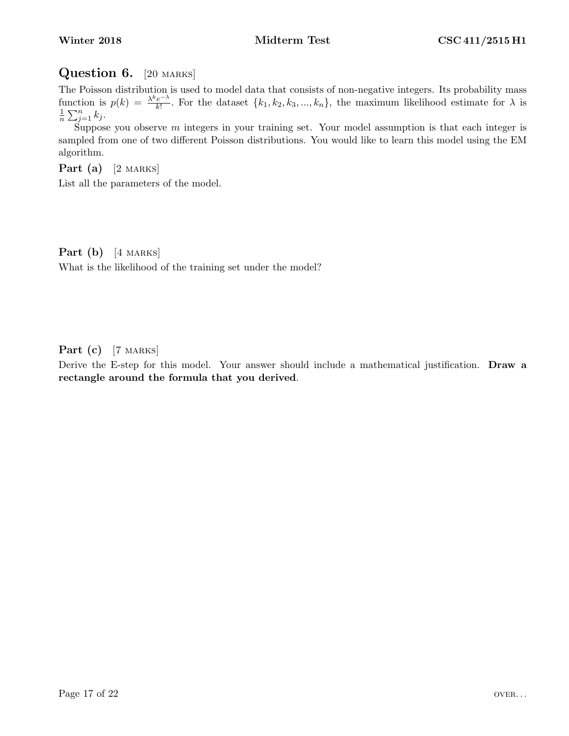## Question 6. [20 MARKS]

The Poisson distribution is used to model data that consists of non-negative integers. Its probability mass function is $p(k) = \frac{\lambda^k e^{-\lambda}}{k!}$. For the dataset $\{k_1, k_2, k_3, ..., k_n\}$, the maximum likelihood estimate for $\lambda$ is $\frac{1}{n}\sum_{j=1}^{n} k_j$.

Suppose you observe $m$ integers in your training set. Your model assumption is that each integer is sampled from one of two different Poisson distributions. You would like to learn this model using the EM algorithm.

### Part (a) [2 MARKS]

List all the parameters of the model.

### Part (b) [4 MARKS]

What is the likelihood of the training set under the model?

### Part (c) [7 MARKS]

Derive the E-step for this model. Your answer should include a mathematical justification. **Draw a rectangle around the formula that you derived.**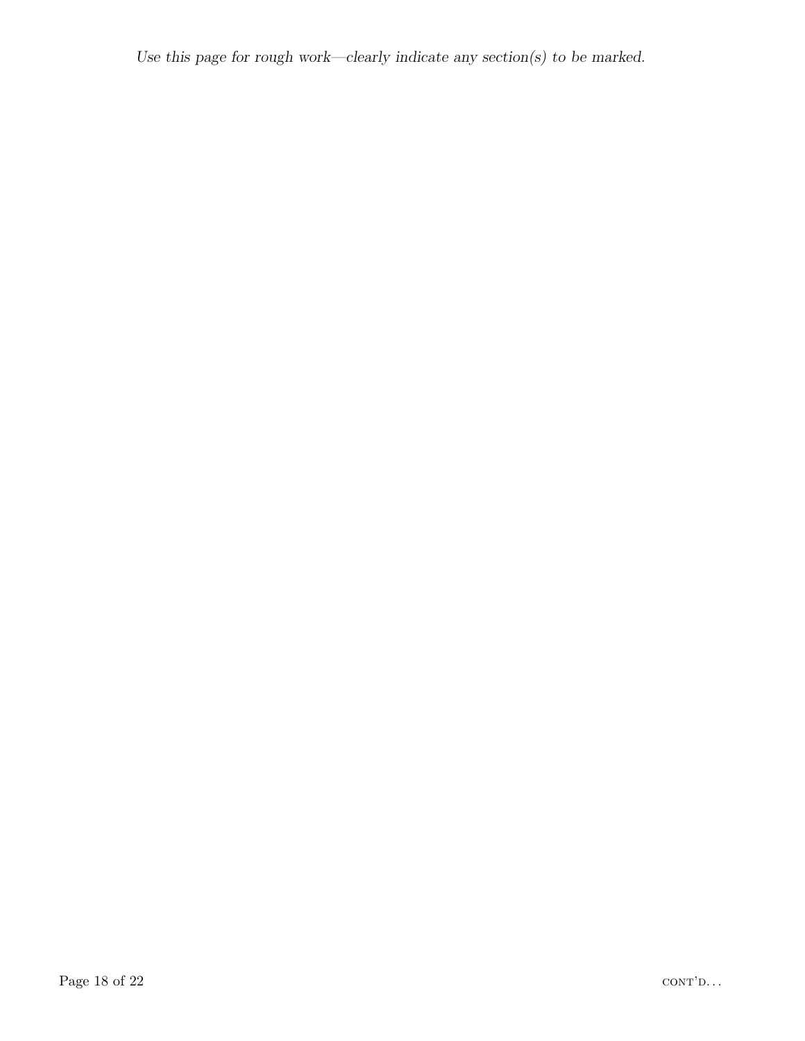*Use this page for rough work—clearly indicate any section(s) to be marked.*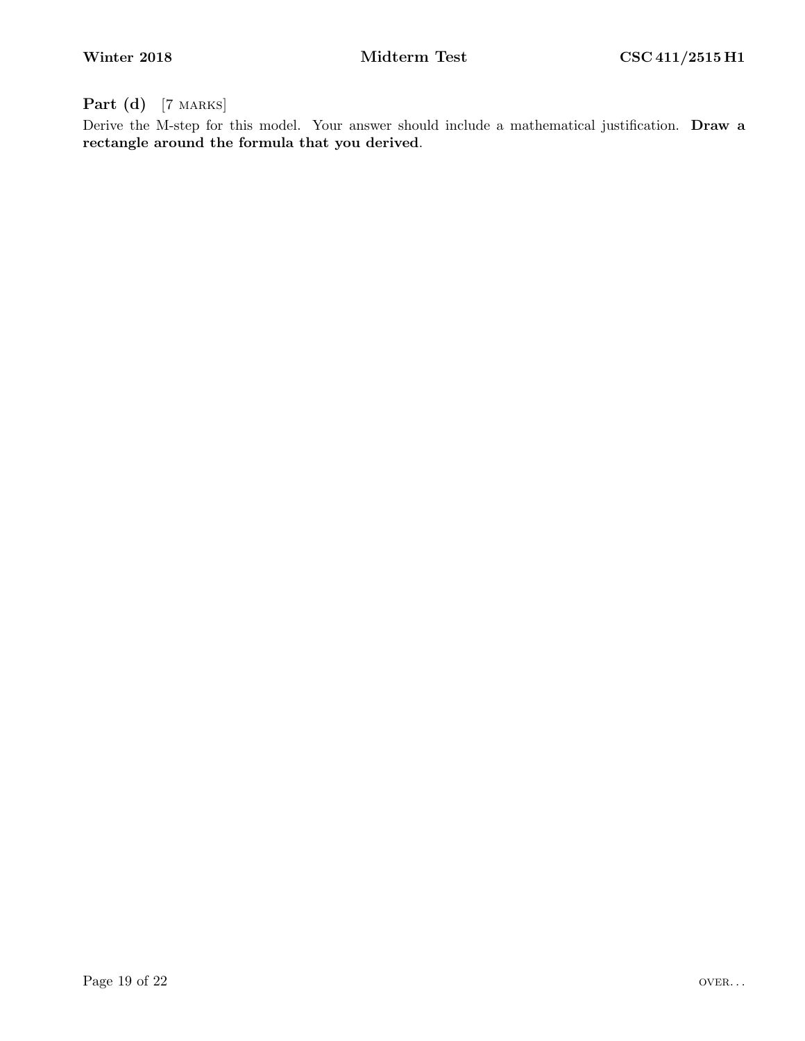**Part (d)** [7 MARKS]

Derive the M-step for this model. Your answer should include a mathematical justification. **Draw a rectangle around the formula that you derived**.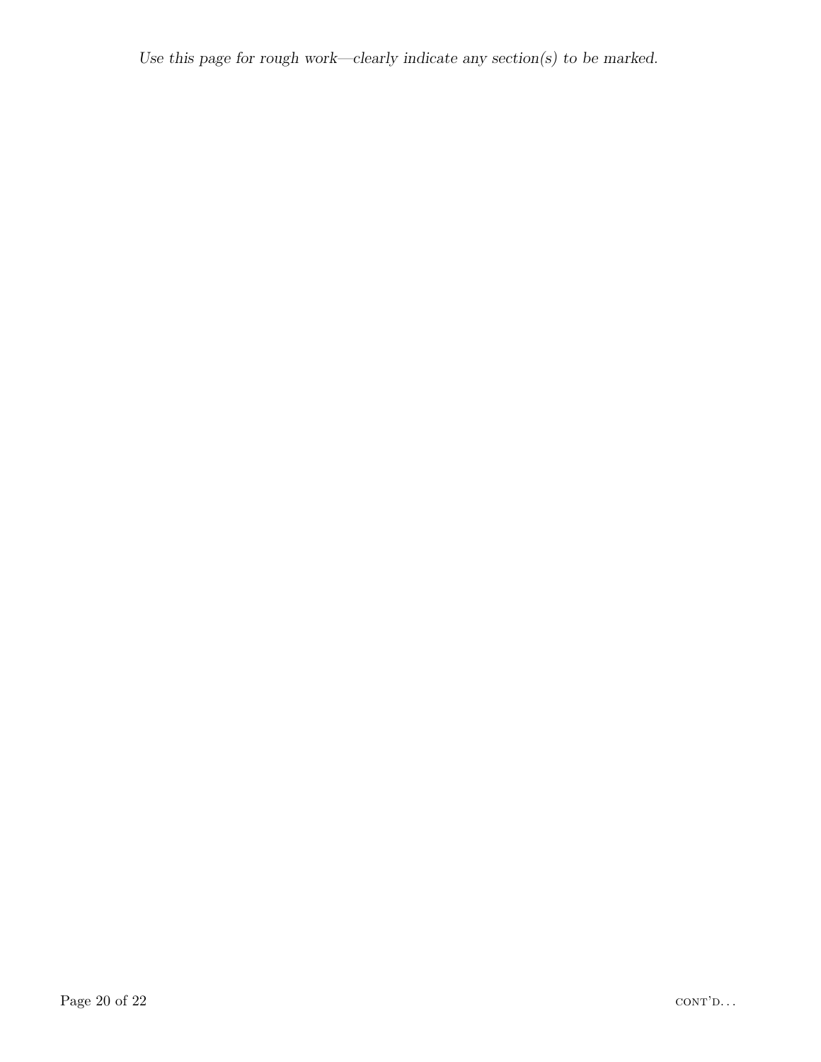*Use this page for rough work—clearly indicate any section(s) to be marked.*

CONT'D...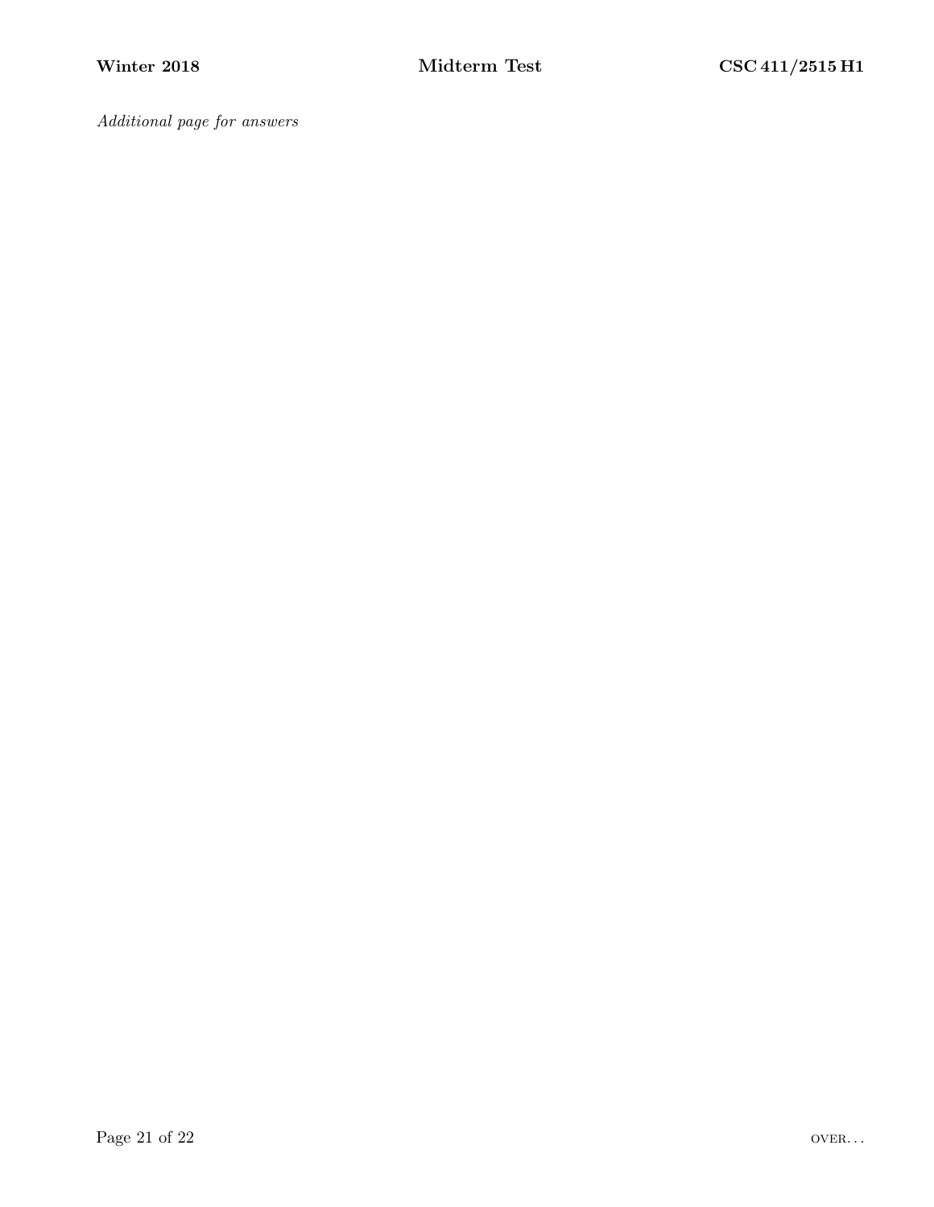*Additional page for answers*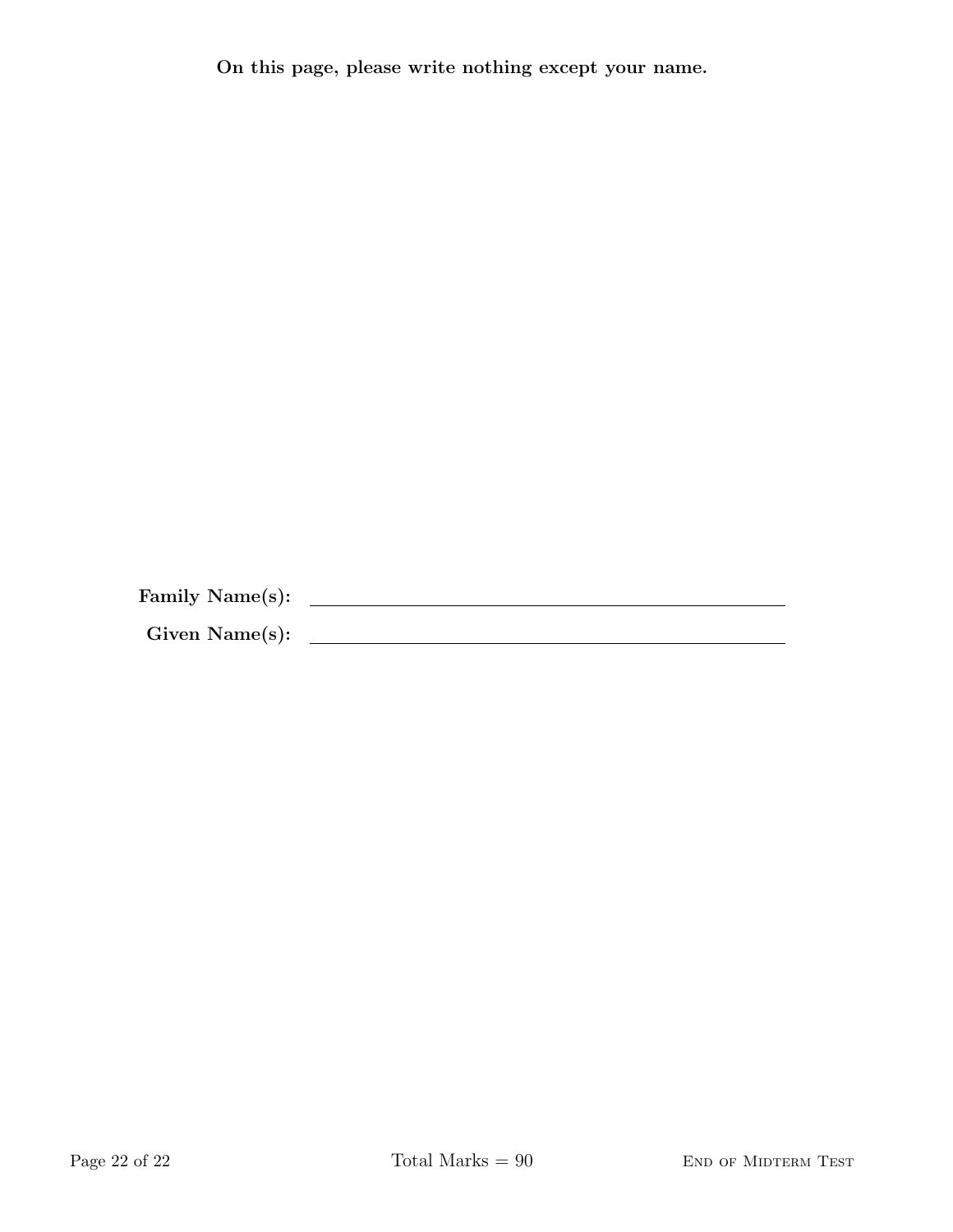**On this page, please write nothing except your name.**

**Family Name(s):** \_\_\_\_\_\_\_\_\_\_\_\_\_\_\_\_\_\_\_\_\_\_\_\_\_\_\_\_\_\_\_\_

**Given Name(s):** \_\_\_\_\_\_\_\_\_\_\_\_\_\_\_\_\_\_\_\_\_\_\_\_\_\_\_\_\_\_\_\_

Total Marks = 90

End of Midterm Test